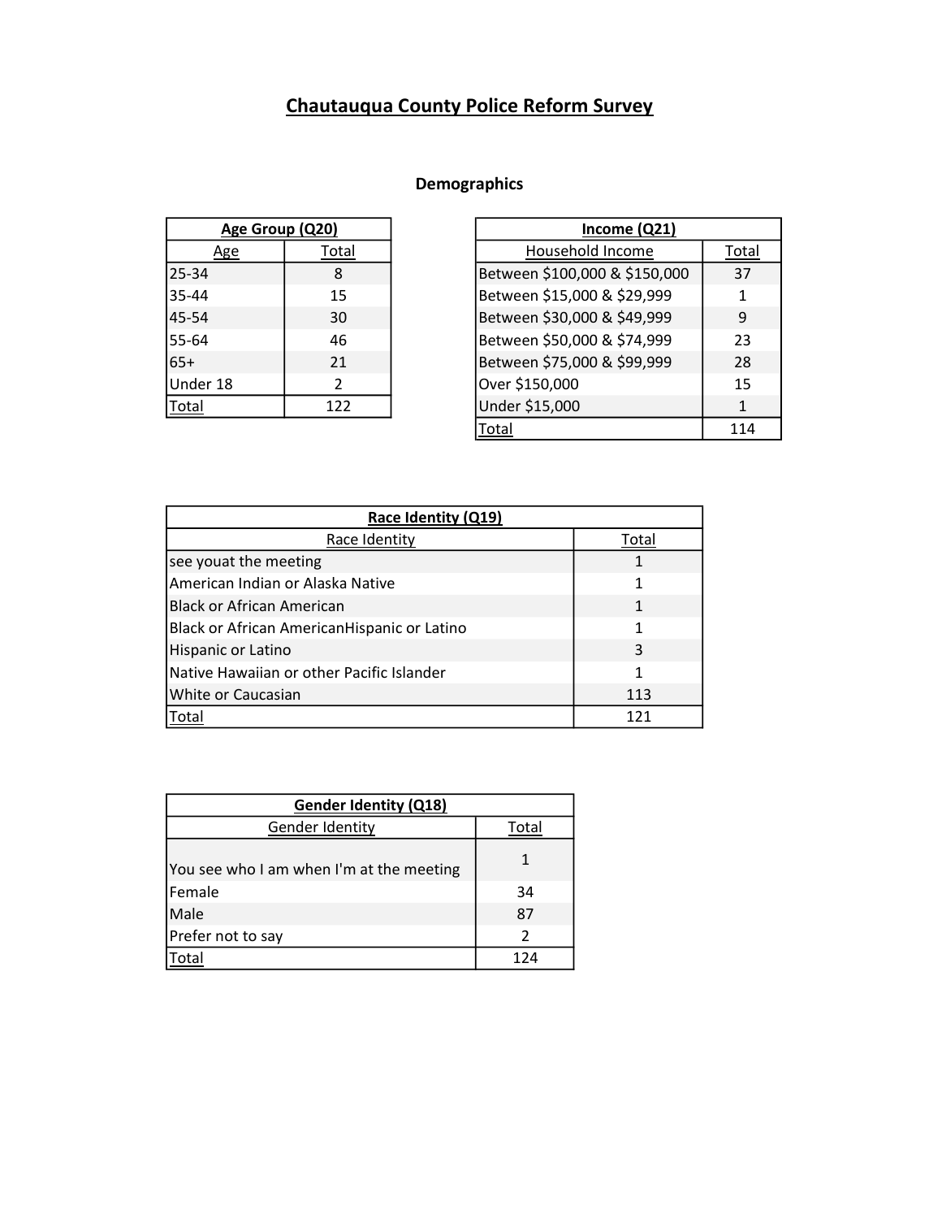# Chautauqua County Police Reform Survey

## Demographics

| Age Group (Q20) | |
|---|---|
| Age | Total |
| 25-34 | 8 |
| 35-44 | 15 |
| 45-54 | 30 |
| 55-64 | 46 |
| 65+ | 21 |
| Under 18 | 2 |
| Total | 122 |

| Income (Q21) | |
|---|---|
| Household Income | Total |
| Between $100,000 & $150,000 | 37 |
| Between $15,000 & $29,999 | 1 |
| Between $30,000 & $49,999 | 9 |
| Between $50,000 & $74,999 | 23 |
| Between $75,000 & $99,999 | 28 |
| Over $150,000 | 15 |
| Under $15,000 | 1 |
| Total | 114 |

| Race Identity (Q19) | |
|---|---|
| Race Identity | Total |
| see youat the meeting | 1 |
| American Indian or Alaska Native | 1 |
| Black or African American | 1 |
| Black or African AmericanHispanic or Latino | 1 |
| Hispanic or Latino | 3 |
| Native Hawaiian or other Pacific Islander | 1 |
| White or Caucasian | 113 |
| Total | 121 |

| Gender Identity (Q18) | |
|---|---|
| Gender Identity | Total |
| You see who I am when I'm at the meeting | 1 |
| Female | 34 |
| Male | 87 |
| Prefer not to say | 2 |
| Total | 124 |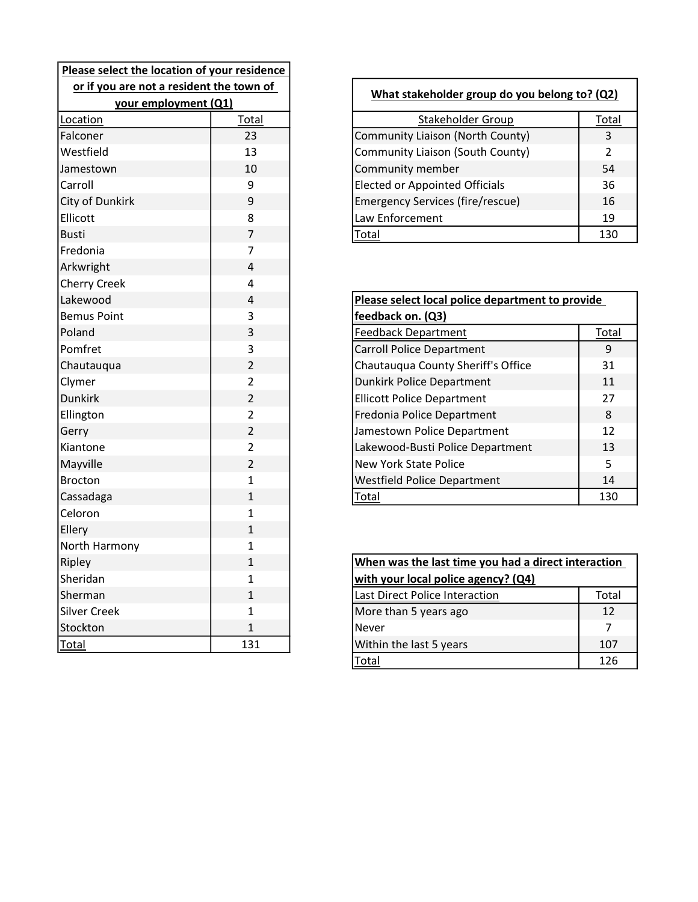| Please select the location of your residence or if you are not a resident the town of your employment (Q1) | |
|---|---|
| Location | Total |
| Falconer | 23 |
| Westfield | 13 |
| Jamestown | 10 |
| Carroll | 9 |
| City of Dunkirk | 9 |
| Ellicott | 8 |
| Busti | 7 |
| Fredonia | 7 |
| Arkwright | 4 |
| Cherry Creek | 4 |
| Lakewood | 4 |
| Bemus Point | 3 |
| Poland | 3 |
| Pomfret | 3 |
| Chautauqua | 2 |
| Clymer | 2 |
| Dunkirk | 2 |
| Ellington | 2 |
| Gerry | 2 |
| Kiantone | 2 |
| Mayville | 2 |
| Brocton | 1 |
| Cassadaga | 1 |
| Celoron | 1 |
| Ellery | 1 |
| North Harmony | 1 |
| Ripley | 1 |
| Sheridan | 1 |
| Sherman | 1 |
| Silver Creek | 1 |
| Stockton | 1 |
| Total | 131 |

| What stakeholder group do you belong to? (Q2) | |
|---|---|
| Stakeholder Group | Total |
| Community Liaison (North County) | 3 |
| Community Liaison (South County) | 2 |
| Community member | 54 |
| Elected or Appointed Officials | 36 |
| Emergency Services (fire/rescue) | 16 |
| Law Enforcement | 19 |
| Total | 130 |

| Please select local police department to provide feedback on. (Q3) | |
|---|---|
| Feedback Department | Total |
| Carroll Police Department | 9 |
| Chautauqua County Sheriff's Office | 31 |
| Dunkirk Police Department | 11 |
| Ellicott Police Department | 27 |
| Fredonia Police Department | 8 |
| Jamestown Police Department | 12 |
| Lakewood-Busti Police Department | 13 |
| New York State Police | 5 |
| Westfield Police Department | 14 |
| Total | 130 |

| When was the last time you had a direct interaction with your local police agency? (Q4) | |
|---|---|
| Last Direct Police Interaction | Total |
| More than 5 years ago | 12 |
| Never | 7 |
| Within the last 5 years | 107 |
| Total | 126 |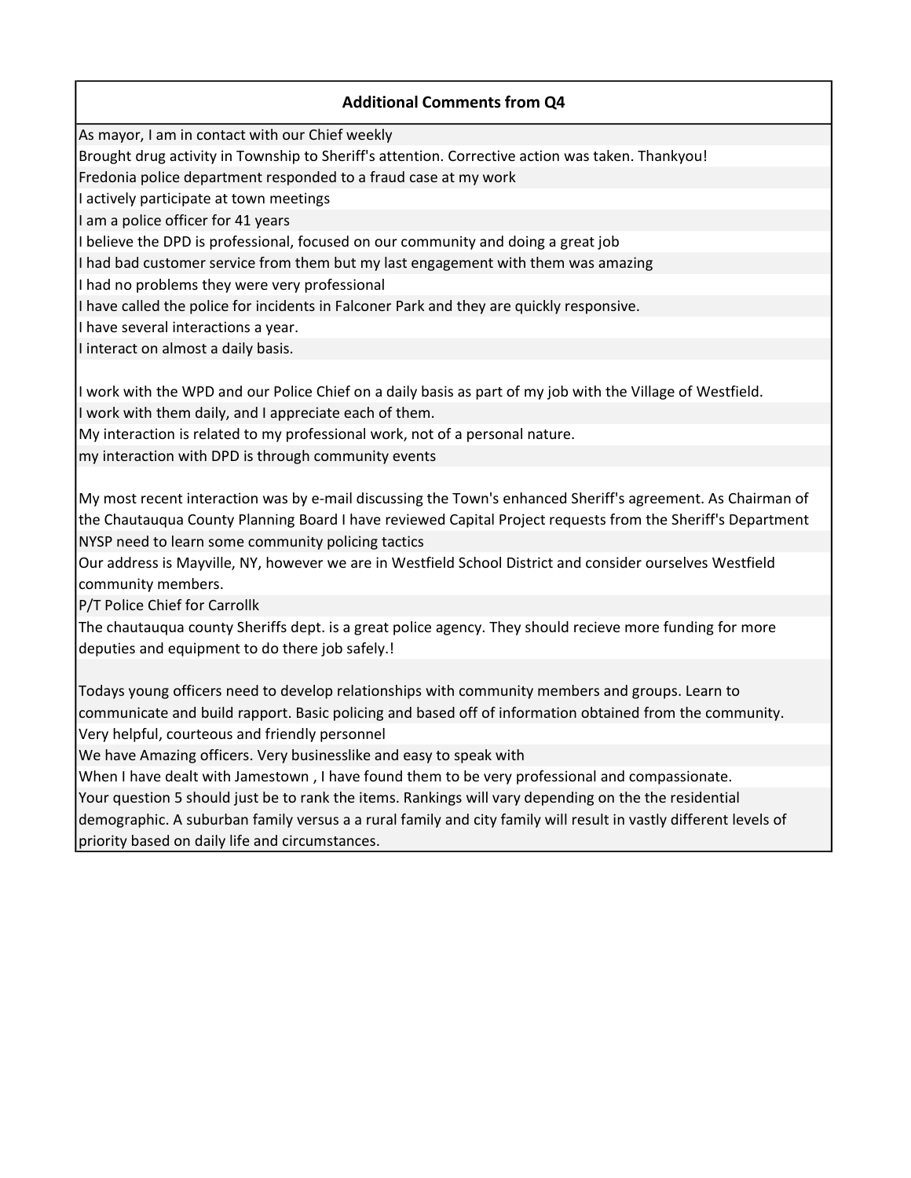| Additional Comments from Q4 |
| --- |
| As mayor, I am in contact with our Chief weekly |
| Brought drug activity in Township to Sheriff's attention. Corrective action was taken. Thankyou! |
| Fredonia police department responded to a fraud case at my work |
| I actively participate at town meetings |
| I am a police officer for 41 years |
| I believe the DPD is professional, focused on our community and doing a great job |
| I had bad customer service from them but my last engagement with them was amazing |
| I had no problems they were very professional |
| I have called the police for incidents in Falconer Park and they are quickly responsive. |
| I have several interactions a year. |
| I interact on almost a daily basis. |
| I work with the WPD and our Police Chief on a daily basis as part of my job with the Village of Westfield. |
| I work with them daily, and I appreciate each of them. |
| My interaction is related to my professional work, not of a personal nature. |
| my interaction with DPD is through community events |
| My most recent interaction was by e-mail discussing the Town's enhanced Sheriff's agreement. As Chairman of the Chautauqua County Planning Board I have reviewed Capital Project requests from the Sheriff's Department |
| NYSP need to learn some community policing tactics |
| Our address is Mayville, NY, however we are in Westfield School District and consider ourselves Westfield community members. |
| P/T Police Chief for Carrollk |
| The chautauqua county Sheriffs dept. is a great police agency. They should recieve more funding for more deputies and equipment to do there job safely.! |
| Todays young officers need to develop relationships with community members and groups. Learn to communicate and build rapport. Basic policing and based off of information obtained from the community. |
| Very helpful, courteous and friendly personnel |
| We have Amazing officers. Very businesslike and easy to speak with |
| When I have dealt with Jamestown , I have found them to be very professional and compassionate. |
| Your question 5 should just be to rank the items. Rankings will vary depending on the the residential demographic. A suburban family versus a a rural family and city family will result in vastly different levels of priority based on daily life and circumstances. |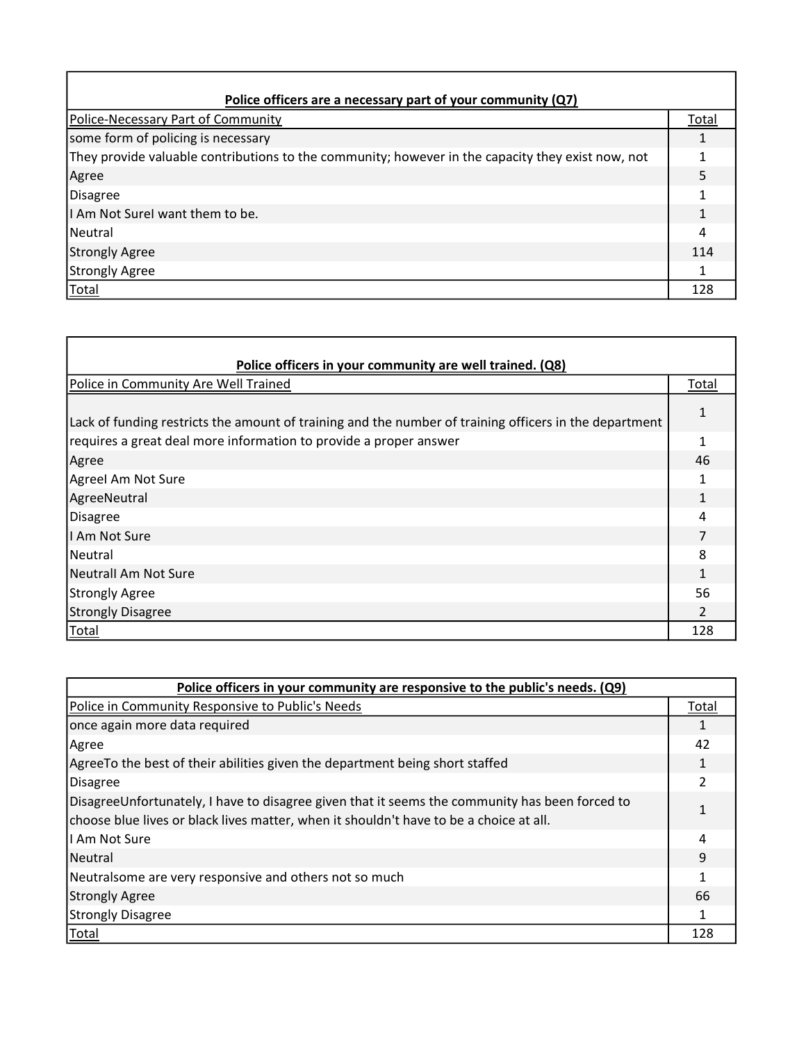| Police officers are a necessary part of your community (Q7) | |
|---|---|
| Police-Necessary Part of Community | Total |
| some form of policing is necessary | 1 |
| They provide valuable contributions to the community; however in the capacity they exist now, not | 1 |
| Agree | 5 |
| Disagree | 1 |
| I Am Not SureI want them to be. | 1 |
| Neutral | 4 |
| Strongly Agree | 114 |
| Strongly Agree | 1 |
| Total | 128 |

| Police officers in your community are well trained. (Q8) | |
|---|---|
| Police in Community Are Well Trained | Total |
| Lack of funding restricts the amount of training and the number of training officers in the department | 1 |
| requires a great deal more information to provide a proper answer | 1 |
| Agree | 46 |
| AgreeI Am Not Sure | 1 |
| AgreeNeutral | 1 |
| Disagree | 4 |
| I Am Not Sure | 7 |
| Neutral | 8 |
| NeutralI Am Not Sure | 1 |
| Strongly Agree | 56 |
| Strongly Disagree | 2 |
| Total | 128 |

| Police officers in your community are responsive to the public's needs. (Q9) | |
|---|---|
| Police in Community Responsive to Public's Needs | Total |
| once again more data required | 1 |
| Agree | 42 |
| AgreeTo the best of their abilities given the department being short staffed | 1 |
| Disagree | 2 |
| DisagreeUnfortunately, I have to disagree given that it seems the community has been forced to choose blue lives or black lives matter, when it shouldn't have to be a choice at all. | 1 |
| I Am Not Sure | 4 |
| Neutral | 9 |
| Neutralsome are very responsive and others not so much | 1 |
| Strongly Agree | 66 |
| Strongly Disagree | 1 |
| Total | 128 |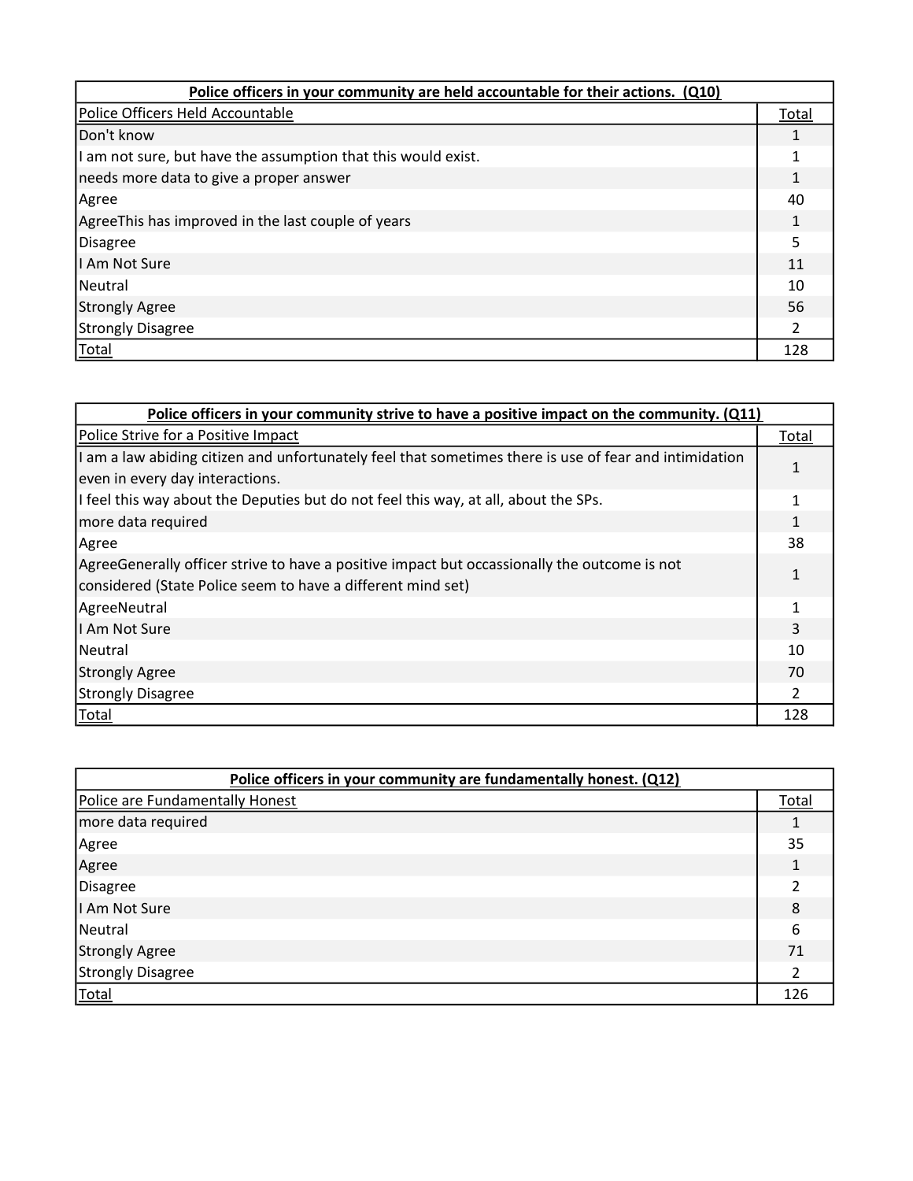| Police officers in your community are held accountable for their actions. (Q10) | |
|---|---|
| Police Officers Held Accountable | Total |
| Don't know | 1 |
| I am not sure, but have the assumption that this would exist. | 1 |
| needs more data to give a proper answer | 1 |
| Agree | 40 |
| AgreeThis has improved in the last couple of years | 1 |
| Disagree | 5 |
| I Am Not Sure | 11 |
| Neutral | 10 |
| Strongly Agree | 56 |
| Strongly Disagree | 2 |
| Total | 128 |

| Police officers in your community strive to have a positive impact on the community. (Q11) | |
|---|---|
| Police Strive for a Positive Impact | Total |
| I am a law abiding citizen and unfortunately feel that sometimes there is use of fear and intimidation even in every day interactions. | 1 |
| I feel this way about the Deputies but do not feel this way, at all, about the SPs. | 1 |
| more data required | 1 |
| Agree | 38 |
| AgreeGenerally officer strive to have a positive impact but occassionally the outcome is not considered (State Police seem to have a different mind set) | 1 |
| AgreeNeutral | 1 |
| I Am Not Sure | 3 |
| Neutral | 10 |
| Strongly Agree | 70 |
| Strongly Disagree | 2 |
| Total | 128 |

| Police officers in your community are fundamentally honest. (Q12) | |
|---|---|
| Police are Fundamentally Honest | Total |
| more data required | 1 |
| Agree | 35 |
| Agree | 1 |
| Disagree | 2 |
| I Am Not Sure | 8 |
| Neutral | 6 |
| Strongly Agree | 71 |
| Strongly Disagree | 2 |
| Total | 126 |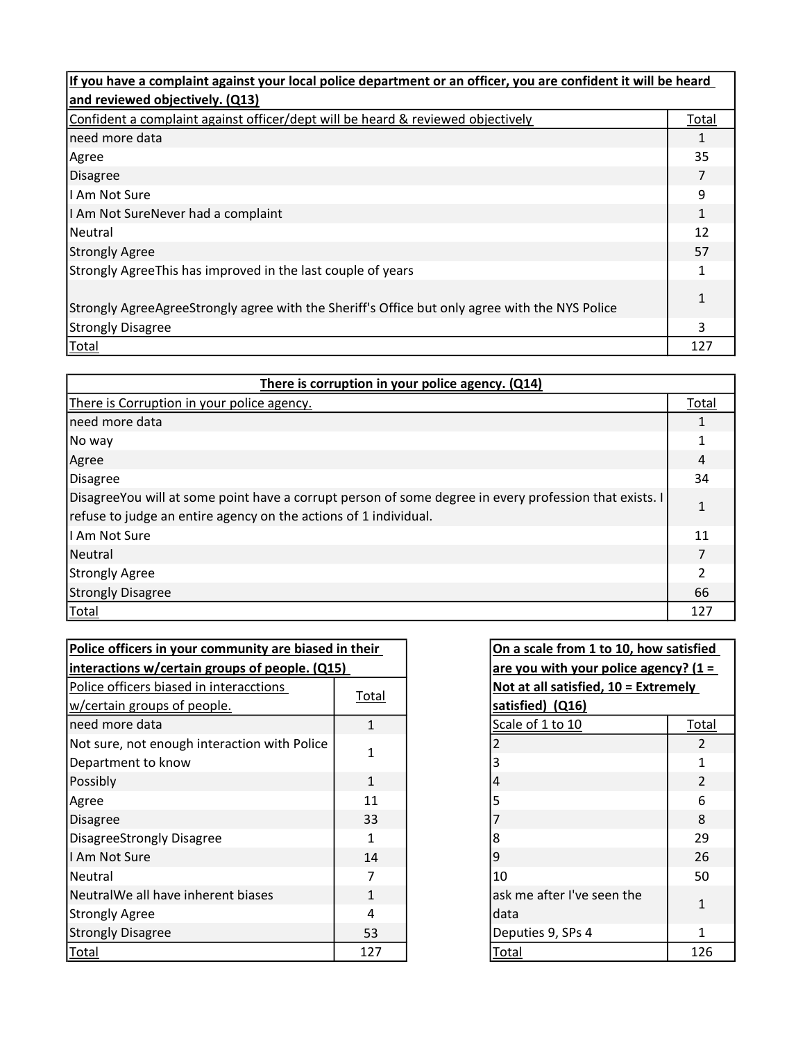| If you have a complaint against your local police department or an officer, you are confident it will be heard and reviewed objectively. (Q13) | |
|---|---|
| Confident a complaint against officer/dept will be heard & reviewed objectively | Total |
| need more data | 1 |
| Agree | 35 |
| Disagree | 7 |
| I Am Not Sure | 9 |
| I Am Not SureNever had a complaint | 1 |
| Neutral | 12 |
| Strongly Agree | 57 |
| Strongly AgreeThis has improved in the last couple of years | 1 |
| Strongly AgreeAgreeStrongly agree with the Sheriff's Office but only agree with the NYS Police | 1 |
| Strongly Disagree | 3 |
| Total | 127 |

| There is corruption in your police agency. (Q14) | |
|---|---|
| There is Corruption in your police agency. | Total |
| need more data | 1 |
| No way | 1 |
| Agree | 4 |
| Disagree | 34 |
| DisagreeYou will at some point have a corrupt person of some degree in every profession that exists. I refuse to judge an entire agency on the actions of 1 individual. | 1 |
| I Am Not Sure | 11 |
| Neutral | 7 |
| Strongly Agree | 2 |
| Strongly Disagree | 66 |
| Total | 127 |

| Police officers in your community are biased in their interactions w/certain groups of people. (Q15) | |
|---|---|
| Police officers biased in interacctions w/certain groups of people. | Total |
| need more data | 1 |
| Not sure, not enough interaction with Police Department to know | 1 |
| Possibly | 1 |
| Agree | 11 |
| Disagree | 33 |
| DisagreeStrongly Disagree | 1 |
| I Am Not Sure | 14 |
| Neutral | 7 |
| NeutralWe all have inherent biases | 1 |
| Strongly Agree | 4 |
| Strongly Disagree | 53 |
| Total | 127 |

| On a scale from 1 to 10, how satisfied are you with your police agency? (1 = Not at all satisfied, 10 = Extremely satisfied) (Q16) | |
|---|---|
| Scale of 1 to 10 | Total |
| 2 | 2 |
| 3 | 1 |
| 4 | 2 |
| 5 | 6 |
| 7 | 8 |
| 8 | 29 |
| 9 | 26 |
| 10 | 50 |
| ask me after I've seen the data | 1 |
| Deputies 9, SPs 4 | 1 |
| Total | 126 |